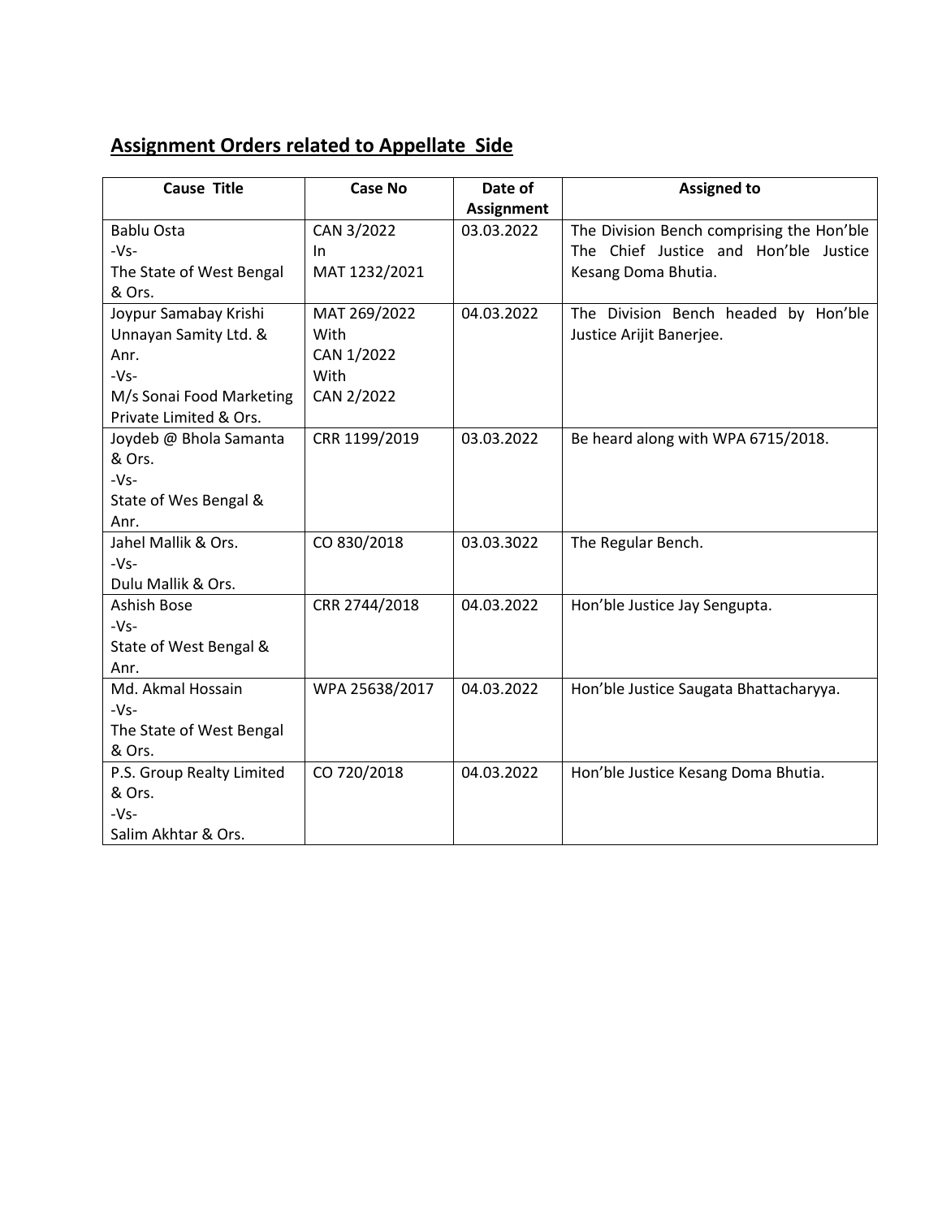## Assignment Orders related to Appellate Side

| Cause Title | Case No | Date of Assignment | Assigned to |
|---|---|---|---|
| Bablu Osta -Vs- The State of West Bengal & Ors. | CAN 3/2022 In MAT 1232/2021 | 03.03.2022 | The Division Bench comprising the Hon'ble The Chief Justice and Hon'ble Justice Kesang Doma Bhutia. |
| Joypur Samabay Krishi Unnayan Samity Ltd. & Anr. -Vs- M/s Sonai Food Marketing Private Limited & Ors. | MAT 269/2022 With CAN 1/2022 With CAN 2/2022 | 04.03.2022 | The Division Bench headed by Hon'ble Justice Arijit Banerjee. |
| Joydeb @ Bhola Samanta & Ors. -Vs- State of Wes Bengal & Anr. | CRR 1199/2019 | 03.03.2022 | Be heard along with WPA 6715/2018. |
| Jahel Mallik & Ors. -Vs- Dulu Mallik & Ors. | CO 830/2018 | 03.03.3022 | The Regular Bench. |
| Ashish Bose -Vs- State of West Bengal & Anr. | CRR 2744/2018 | 04.03.2022 | Hon'ble Justice Jay Sengupta. |
| Md. Akmal Hossain -Vs- The State of West Bengal & Ors. | WPA 25638/2017 | 04.03.2022 | Hon'ble Justice Saugata Bhattacharyya. |
| P.S. Group Realty Limited & Ors. -Vs- Salim Akhtar & Ors. | CO 720/2018 | 04.03.2022 | Hon'ble Justice Kesang Doma Bhutia. |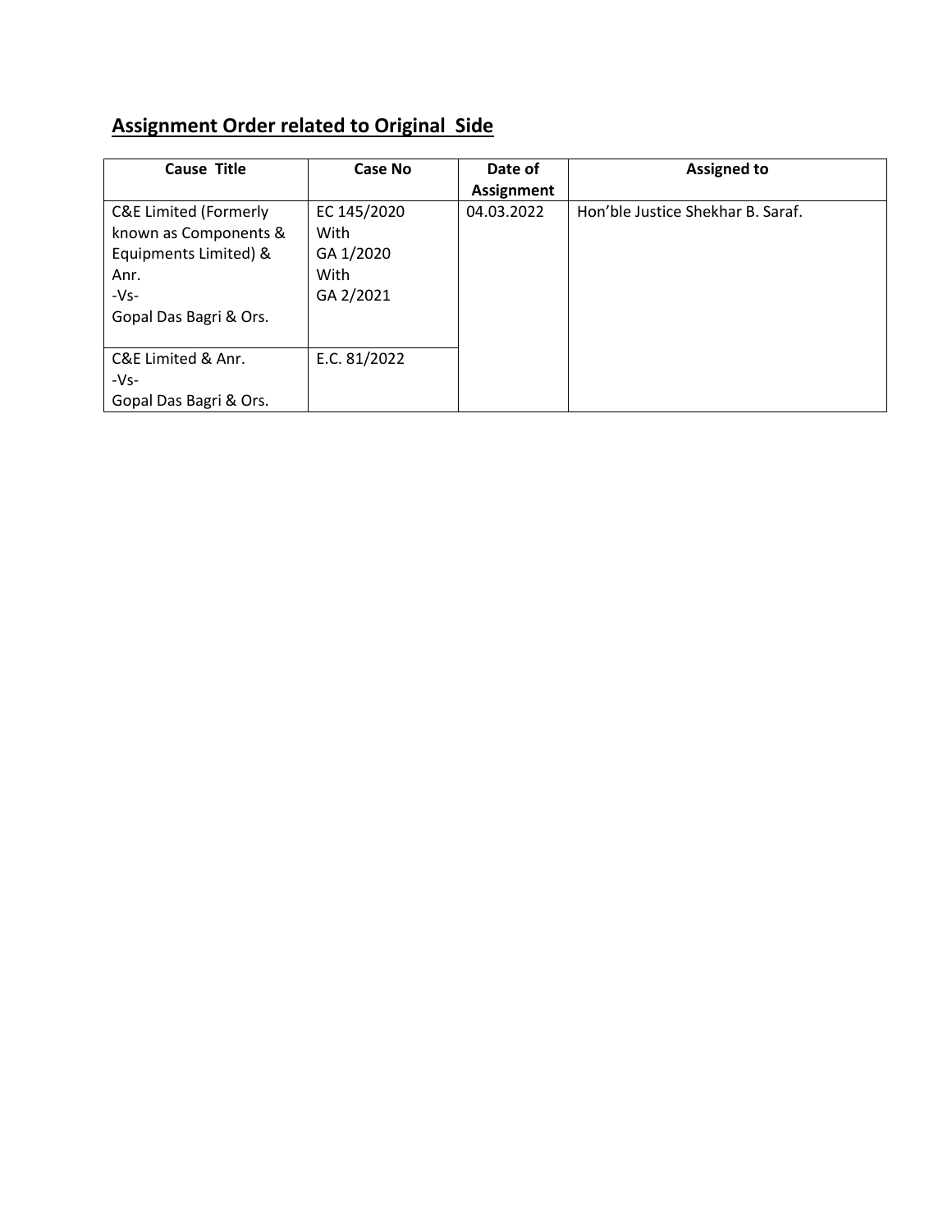## Assignment Order related to Original Side

| Cause Title | Case No | Date of Assignment | Assigned to |
| --- | --- | --- | --- |
| C&E Limited (Formerly known as Components & Equipments Limited) & Anr. -Vs- Gopal Das Bagri & Ors. | EC 145/2020 With GA 1/2020 With GA 2/2021 | 04.03.2022 | Hon'ble Justice Shekhar B. Saraf. |
| C&E Limited & Anr. -Vs- Gopal Das Bagri & Ors. | E.C. 81/2022 | | |